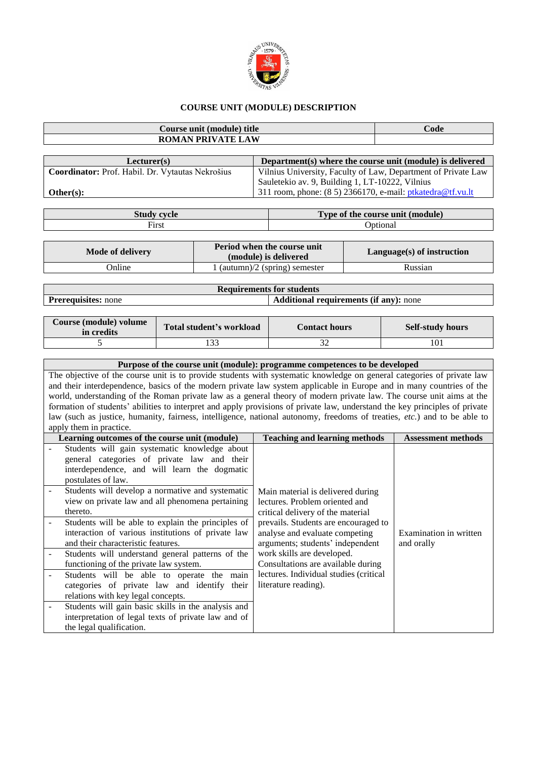# COURSE UNIT (MODULE) DESCRIPTION

| Course unit (module) title | Code |
|---|---|
| ROMAN PRIVATE LAW | |

| Lecturer(s) | Department(s) where the course unit (module) is delivered |
|---|---|
| **Coordinator:** Prof. Habil. Dr. Vytautas Nekrošius<br><br>**Other(s):** | Vilnius University, Faculty of Law, Department of Private Law<br>Sauletekio av. 9, Building 1, LT-10222, Vilnius<br>311 room, phone: (8 5) 2366170, e-mail: ptkatedra@tf.vu.lt |

| Study cycle | Type of the course unit (module) |
|---|---|
| First | Optional |

| Mode of delivery | Period when the course unit (module) is delivered | Language(s) of instruction |
|---|---|---|
| Online | 1 (autumn)/2 (spring) semester | Russian |

| Requirements for students | |
|---|---|
| **Prerequisites:** none | **Additional requirements (if any):** none |

| Course (module) volume in credits | Total student's workload | Contact hours | Self-study hours |
|---|---|---|---|
| 5 | 133 | 32 | 101 |

## Purpose of the course unit (module): programme competences to be developed

The objective of the course unit is to provide students with systematic knowledge on general categories of private law and their interdependence, basics of the modern private law system applicable in Europe and in many countries of the world, understanding of the Roman private law as a general theory of modern private law. The course unit aims at the formation of students' abilities to interpret and apply provisions of private law, understand the key principles of private law (such as justice, humanity, fairness, intelligence, national autonomy, freedoms of treaties, *etc.*) and to be able to apply them in practice.

| Learning outcomes of the course unit (module) | Teaching and learning methods | Assessment methods |
|---|---|---|
| - Students will gain systematic knowledge about general categories of private law and their interdependence, and will learn the dogmatic postulates of law.<br>- Students will develop a normative and systematic view on private law and all phenomena pertaining thereto.<br>- Students will be able to explain the principles of interaction of various institutions of private law and their characteristic features.<br>- Students will understand general patterns of the functioning of the private law system.<br>- Students will be able to operate the main categories of private law and identify their relations with key legal concepts.<br>- Students will gain basic skills in the analysis and interpretation of legal texts of private law and of the legal qualification. | Main material is delivered during lectures. Problem oriented and critical delivery of the material prevails. Students are encouraged to analyse and evaluate competing arguments; students' independent work skills are developed. Consultations are available during lectures. Individual studies (critical literature reading). | Examination in written and orally |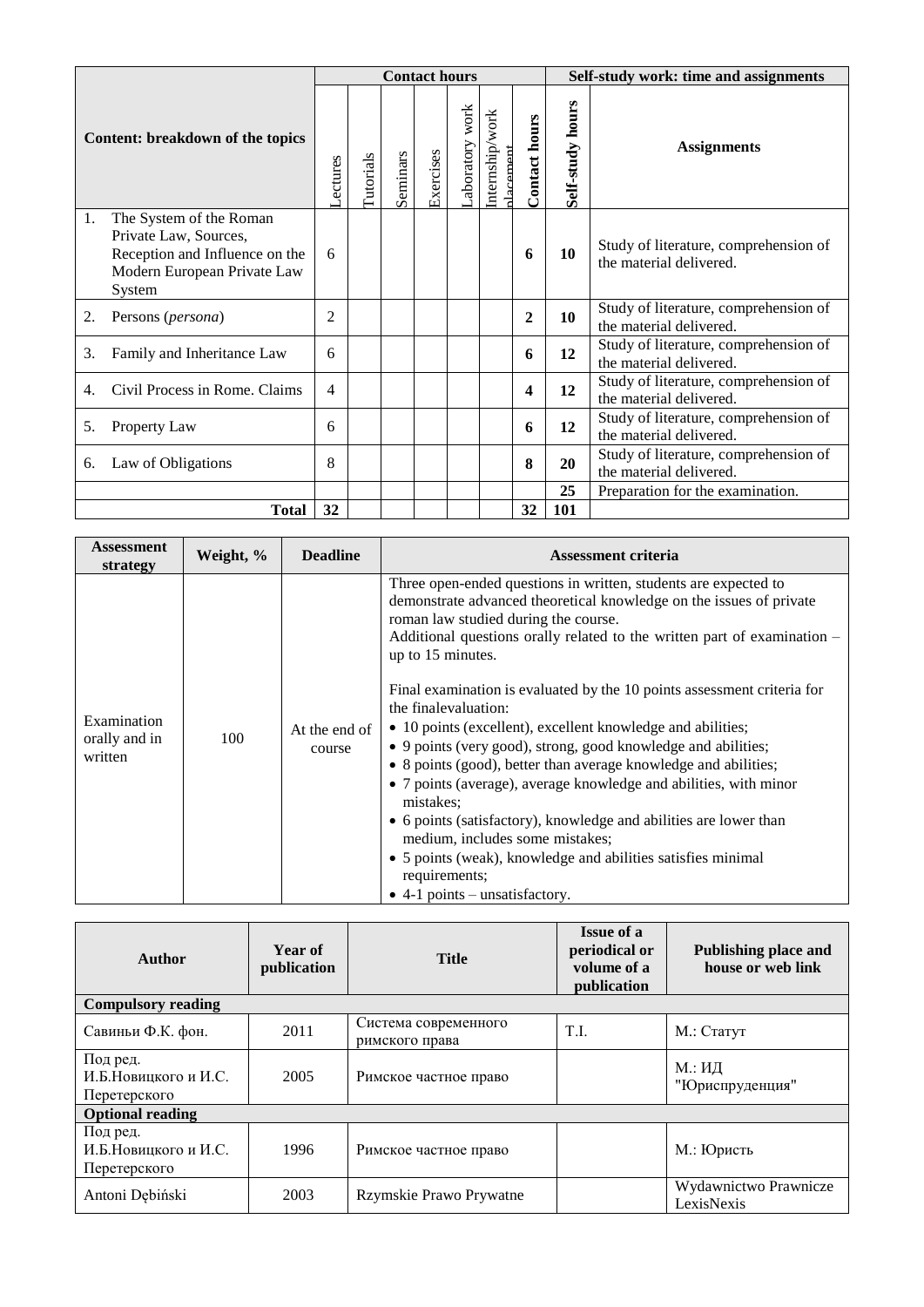| Content: breakdown of the topics | Contact hours | | | | | | | Self-study work: time and assignments | |
|---|---|---|---|---|---|---|---|---|---|
| | Lectures | Tutorials | Seminars | Exercises | Laboratory work | Internship/work placement | **Contact hours** | **Self-study hours** | **Assignments** |
| 1. The System of the Roman Private Law, Sources, Reception and Influence on the Modern European Private Law System | 6 | | | | | | **6** | **10** | Study of literature, comprehension of the material delivered. |
| 2. Persons (*persona*) | 2 | | | | | | **2** | **10** | Study of literature, comprehension of the material delivered. |
| 3. Family and Inheritance Law | 6 | | | | | | **6** | **12** | Study of literature, comprehension of the material delivered. |
| 4. Civil Process in Rome. Claims | 4 | | | | | | **4** | **12** | Study of literature, comprehension of the material delivered. |
| 5. Property Law | 6 | | | | | | **6** | **12** | Study of literature, comprehension of the material delivered. |
| 6. Law of Obligations | 8 | | | | | | **8** | **20** | Study of literature, comprehension of the material delivered. |
| | | | | | | | | **25** | Preparation for the examination. |
| **Total** | **32** | | | | | | **32** | **101** | |

| Assessment strategy | Weight, % | Deadline | Assessment criteria |
|---|---|---|---|
| Examination orally and in written | 100 | At the end of course | Three open-ended questions in written, students are expected to demonstrate advanced theoretical knowledge on the issues of private roman law studied during the course.<br>Additional questions orally related to the written part of examination – up to 15 minutes.<br><br>Final examination is evaluated by the 10 points assessment criteria for the finalevaluation:<br>• 10 points (excellent), excellent knowledge and abilities;<br>• 9 points (very good), strong, good knowledge and abilities;<br>• 8 points (good), better than average knowledge and abilities;<br>• 7 points (average), average knowledge and abilities, with minor mistakes;<br>• 6 points (satisfactory), knowledge and abilities are lower than medium, includes some mistakes;<br>• 5 points (weak), knowledge and abilities satisfies minimal requirements;<br>• 4-1 points – unsatisfactory. |

| Author | Year of publication | Title | Issue of a periodical or volume of a publication | Publishing place and house or web link |
|---|---|---|---|---|
| **Compulsory reading** | | | | |
| Савиньи Ф.К. фон. | 2011 | Система современного римского права | T.I. | М.: Статут |
| Под ред. И.Б.Новицкого и И.С. Перетерского | 2005 | Римское частное право | | М.: ИД "Юриспруденция" |
| **Optional reading** | | | | |
| Под ред. И.Б.Новицкого и И.С. Перетерского | 1996 | Римское частное право | | М.: Юристь |
| Antoni Dębiński | 2003 | Rzymskie Prawo Prywatne | | Wydawnictwo Prawnicze LexisNexis |